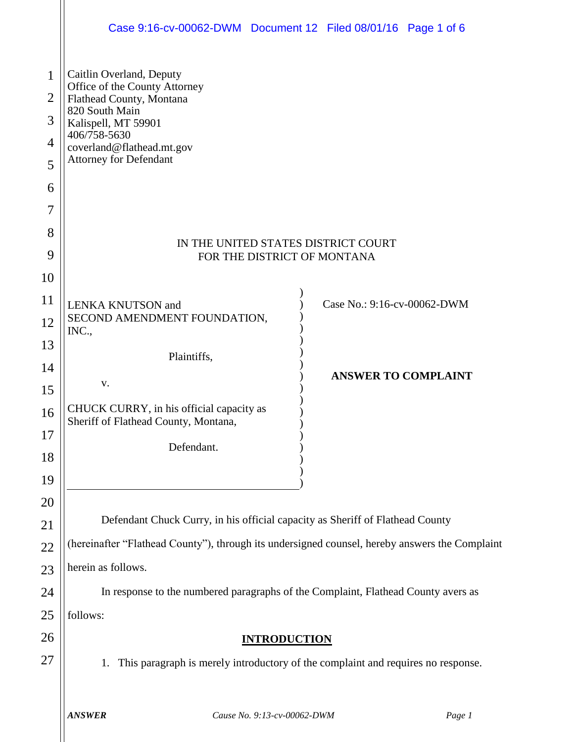Caitlin Overland, Deputy
Office of the County Attorney
Flathead County, Montana
820 South Main
Kalispell, MT 59901
406/758-5630
coverland@flathead.mt.gov
Attorney for Defendant

IN THE UNITED STATES DISTRICT COURT
FOR THE DISTRICT OF MONTANA

| | |
|---|---|
| LENKA KNUTSON and SECOND AMENDMENT FOUNDATION, INC.,<br><br>Plaintiffs,<br><br>v.<br><br>CHUCK CURRY, in his official capacity as Sheriff of Flathead County, Montana,<br><br>Defendant. | Case No.: 9:16-cv-00062-DWM<br><br>**ANSWER TO COMPLAINT** |

Defendant Chuck Curry, in his official capacity as Sheriff of Flathead County (hereinafter "Flathead County"), through its undersigned counsel, hereby answers the Complaint herein as follows.

In response to the numbered paragraphs of the Complaint, Flathead County avers as follows:

## INTRODUCTION

1. This paragraph is merely introductory of the complaint and requires no response.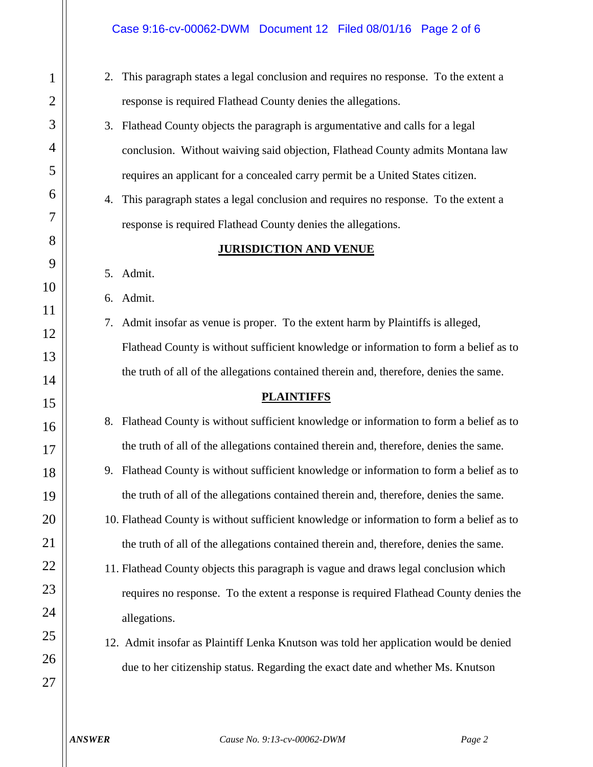2. This paragraph states a legal conclusion and requires no response. To the extent a response is required Flathead County denies the allegations.
3. Flathead County objects the paragraph is argumentative and calls for a legal conclusion. Without waiving said objection, Flathead County admits Montana law requires an applicant for a concealed carry permit be a United States citizen.
4. This paragraph states a legal conclusion and requires no response. To the extent a response is required Flathead County denies the allegations.

**JURISDICTION AND VENUE**

5. Admit.
6. Admit.
7. Admit insofar as venue is proper. To the extent harm by Plaintiffs is alleged, Flathead County is without sufficient knowledge or information to form a belief as to the truth of all of the allegations contained therein and, therefore, denies the same.

**PLAINTIFFS**

8. Flathead County is without sufficient knowledge or information to form a belief as to the truth of all of the allegations contained therein and, therefore, denies the same.
9. Flathead County is without sufficient knowledge or information to form a belief as to the truth of all of the allegations contained therein and, therefore, denies the same.
10. Flathead County is without sufficient knowledge or information to form a belief as to the truth of all of the allegations contained therein and, therefore, denies the same.
11. Flathead County objects this paragraph is vague and draws legal conclusion which requires no response. To the extent a response is required Flathead County denies the allegations.
12. Admit insofar as Plaintiff Lenka Knutson was told her application would be denied due to her citizenship status. Regarding the exact date and whether Ms. Knutson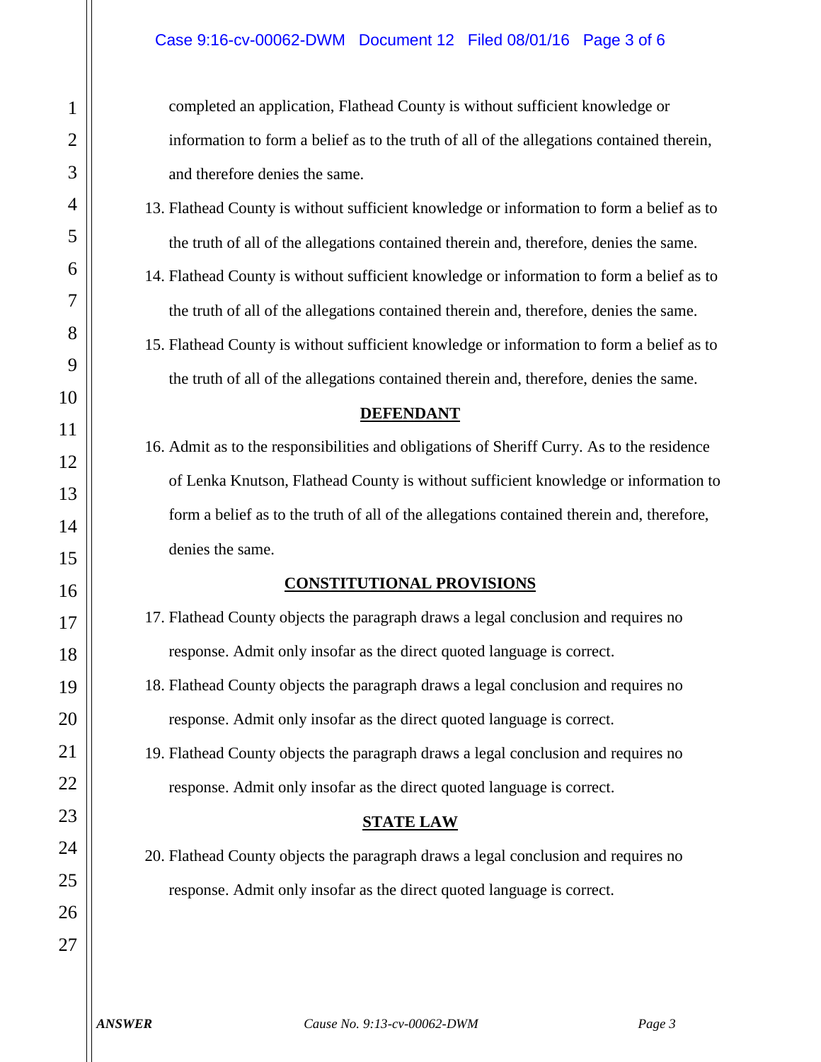completed an application, Flathead County is without sufficient knowledge or information to form a belief as to the truth of all of the allegations contained therein, and therefore denies the same.

13. Flathead County is without sufficient knowledge or information to form a belief as to the truth of all of the allegations contained therein and, therefore, denies the same.
14. Flathead County is without sufficient knowledge or information to form a belief as to the truth of all of the allegations contained therein and, therefore, denies the same.
15. Flathead County is without sufficient knowledge or information to form a belief as to the truth of all of the allegations contained therein and, therefore, denies the same.

**DEFENDANT**

16. Admit as to the responsibilities and obligations of Sheriff Curry. As to the residence of Lenka Knutson, Flathead County is without sufficient knowledge or information to form a belief as to the truth of all of the allegations contained therein and, therefore, denies the same.

**CONSTITUTIONAL PROVISIONS**

17. Flathead County objects the paragraph draws a legal conclusion and requires no response. Admit only insofar as the direct quoted language is correct.
18. Flathead County objects the paragraph draws a legal conclusion and requires no response. Admit only insofar as the direct quoted language is correct.
19. Flathead County objects the paragraph draws a legal conclusion and requires no response. Admit only insofar as the direct quoted language is correct.

**STATE LAW**

20. Flathead County objects the paragraph draws a legal conclusion and requires no response. Admit only insofar as the direct quoted language is correct.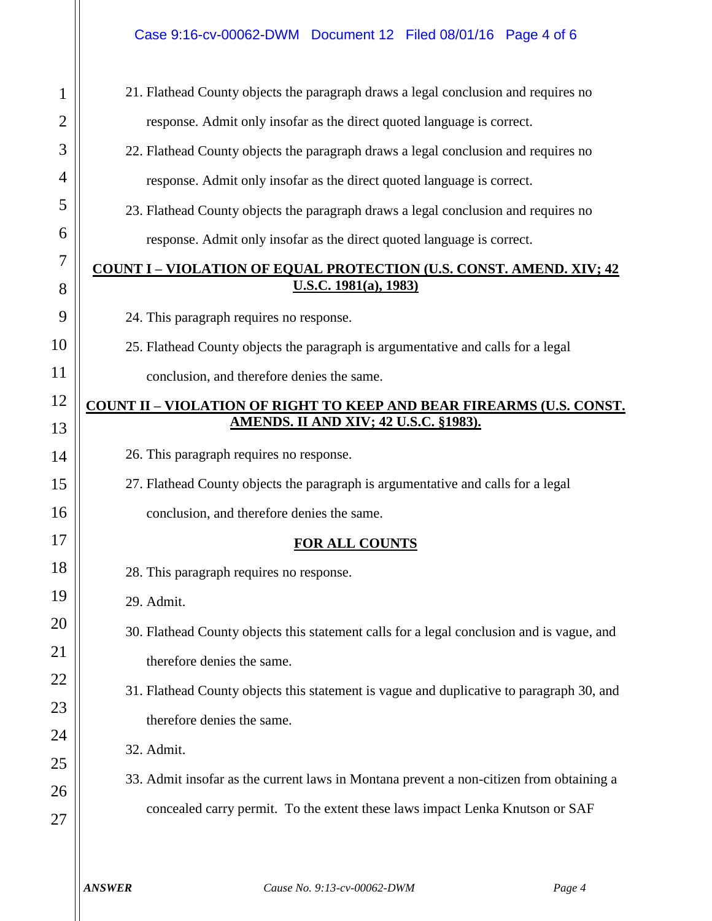21. Flathead County objects the paragraph draws a legal conclusion and requires no response. Admit only insofar as the direct quoted language is correct.

22. Flathead County objects the paragraph draws a legal conclusion and requires no response. Admit only insofar as the direct quoted language is correct.

23. Flathead County objects the paragraph draws a legal conclusion and requires no response. Admit only insofar as the direct quoted language is correct.

**COUNT I – VIOLATION OF EQUAL PROTECTION (U.S. CONST. AMEND. XIV; 42 U.S.C. 1981(a), 1983)**

24. This paragraph requires no response.

25. Flathead County objects the paragraph is argumentative and calls for a legal conclusion, and therefore denies the same.

**COUNT II – VIOLATION OF RIGHT TO KEEP AND BEAR FIREARMS (U.S. CONST. AMENDS. II AND XIV; 42 U.S.C. §1983).**

26. This paragraph requires no response.

27. Flathead County objects the paragraph is argumentative and calls for a legal conclusion, and therefore denies the same.

**FOR ALL COUNTS**

28. This paragraph requires no response.

29. Admit.

30. Flathead County objects this statement calls for a legal conclusion and is vague, and therefore denies the same.

31. Flathead County objects this statement is vague and duplicative to paragraph 30, and therefore denies the same.

32. Admit.

33. Admit insofar as the current laws in Montana prevent a non-citizen from obtaining a concealed carry permit. To the extent these laws impact Lenka Knutson or SAF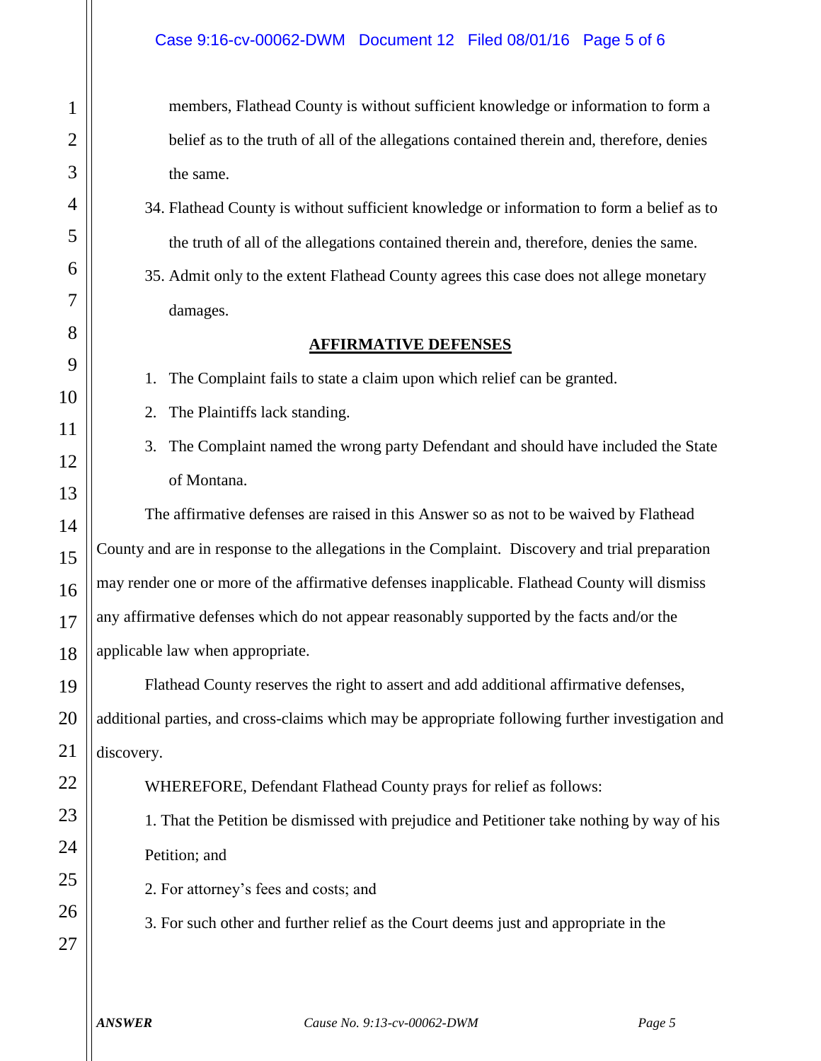members, Flathead County is without sufficient knowledge or information to form a belief as to the truth of all of the allegations contained therein and, therefore, denies the same.

34. Flathead County is without sufficient knowledge or information to form a belief as to the truth of all of the allegations contained therein and, therefore, denies the same.

35. Admit only to the extent Flathead County agrees this case does not allege monetary damages.

**AFFIRMATIVE DEFENSES**

1. The Complaint fails to state a claim upon which relief can be granted.
2. The Plaintiffs lack standing.
3. The Complaint named the wrong party Defendant and should have included the State of Montana.

The affirmative defenses are raised in this Answer so as not to be waived by Flathead County and are in response to the allegations in the Complaint. Discovery and trial preparation may render one or more of the affirmative defenses inapplicable. Flathead County will dismiss any affirmative defenses which do not appear reasonably supported by the facts and/or the applicable law when appropriate.

Flathead County reserves the right to assert and add additional affirmative defenses, additional parties, and cross-claims which may be appropriate following further investigation and discovery.

WHEREFORE, Defendant Flathead County prays for relief as follows:

1. That the Petition be dismissed with prejudice and Petitioner take nothing by way of his Petition; and

2. For attorney's fees and costs; and

3. For such other and further relief as the Court deems just and appropriate in the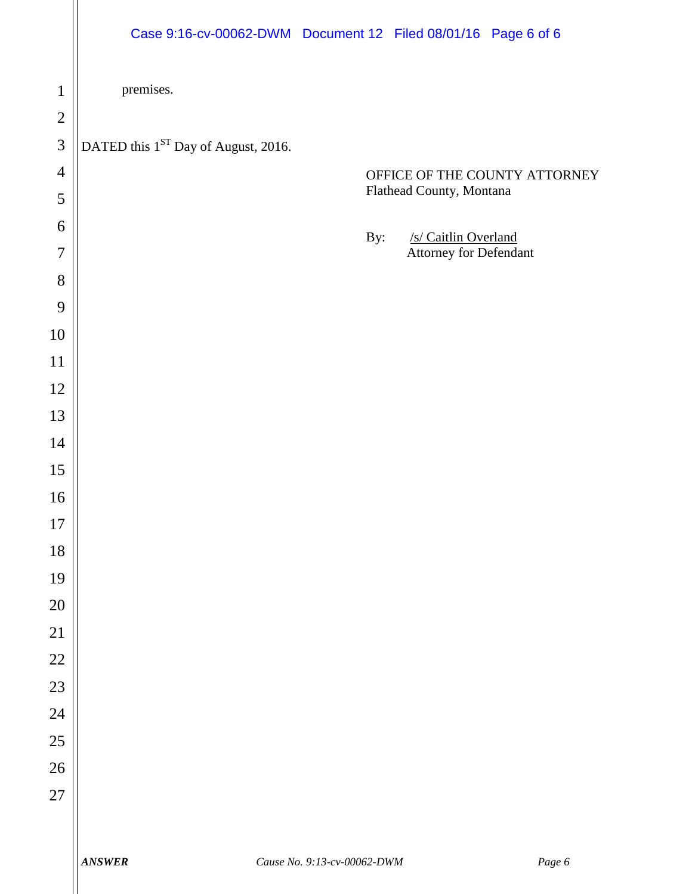premises.

DATED this 1ST Day of August, 2016.

OFFICE OF THE COUNTY ATTORNEY
Flathead County, Montana

By: /s/ Caitlin Overland
Attorney for Defendant